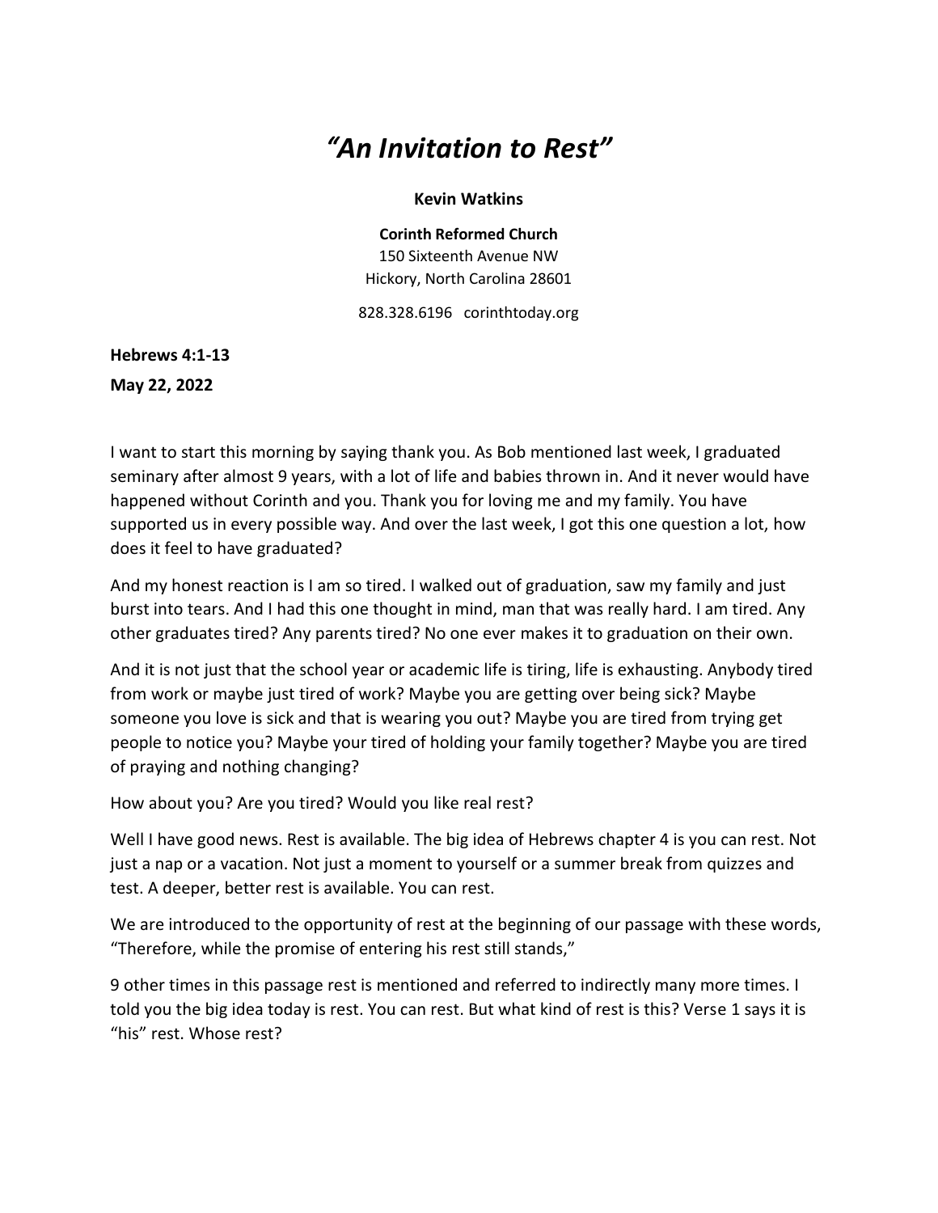# *"An Invitation to Rest"*

**Kevin Watkins**

**Corinth Reformed Church**
150 Sixteenth Avenue NW
Hickory, North Carolina 28601

828.328.6196 corinthtoday.org

**Hebrews 4:1-13**
**May 22, 2022**

I want to start this morning by saying thank you. As Bob mentioned last week, I graduated seminary after almost 9 years, with a lot of life and babies thrown in. And it never would have happened without Corinth and you. Thank you for loving me and my family. You have supported us in every possible way. And over the last week, I got this one question a lot, how does it feel to have graduated?

And my honest reaction is I am so tired. I walked out of graduation, saw my family and just burst into tears. And I had this one thought in mind, man that was really hard. I am tired. Any other graduates tired? Any parents tired? No one ever makes it to graduation on their own.

And it is not just that the school year or academic life is tiring, life is exhausting. Anybody tired from work or maybe just tired of work? Maybe you are getting over being sick? Maybe someone you love is sick and that is wearing you out? Maybe you are tired from trying get people to notice you? Maybe your tired of holding your family together? Maybe you are tired of praying and nothing changing?

How about you? Are you tired? Would you like real rest?

Well I have good news. Rest is available. The big idea of Hebrews chapter 4 is you can rest. Not just a nap or a vacation. Not just a moment to yourself or a summer break from quizzes and test. A deeper, better rest is available. You can rest.

We are introduced to the opportunity of rest at the beginning of our passage with these words, "Therefore, while the promise of entering his rest still stands,"

9 other times in this passage rest is mentioned and referred to indirectly many more times. I told you the big idea today is rest. You can rest. But what kind of rest is this? Verse 1 says it is "his" rest. Whose rest?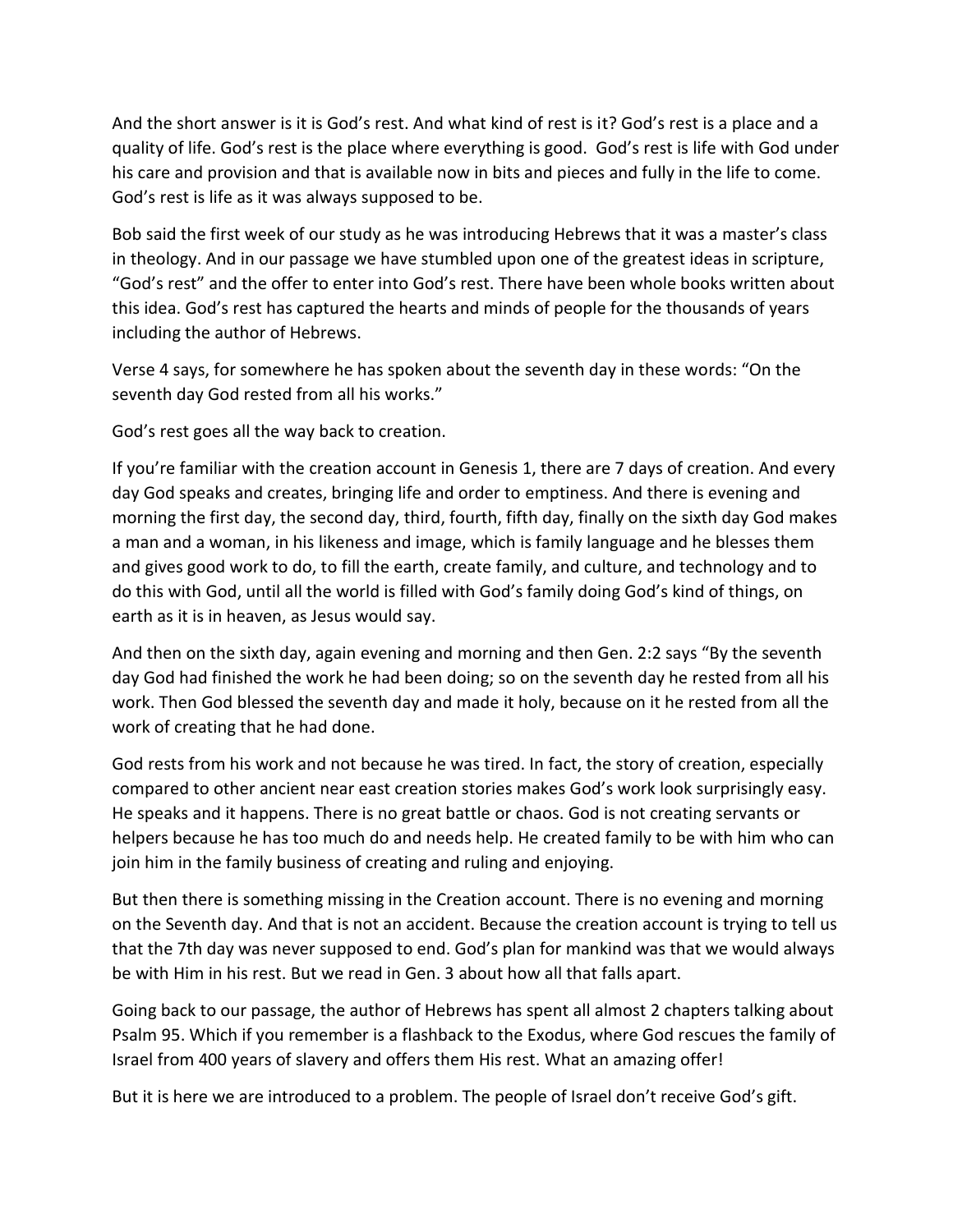And the short answer is it is God's rest. And what kind of rest is it? God's rest is a place and a quality of life. God's rest is the place where everything is good. God's rest is life with God under his care and provision and that is available now in bits and pieces and fully in the life to come. God's rest is life as it was always supposed to be.

Bob said the first week of our study as he was introducing Hebrews that it was a master's class in theology. And in our passage we have stumbled upon one of the greatest ideas in scripture, "God's rest" and the offer to enter into God's rest. There have been whole books written about this idea. God's rest has captured the hearts and minds of people for the thousands of years including the author of Hebrews.

Verse 4 says, for somewhere he has spoken about the seventh day in these words: "On the seventh day God rested from all his works."

God's rest goes all the way back to creation.

If you're familiar with the creation account in Genesis 1, there are 7 days of creation. And every day God speaks and creates, bringing life and order to emptiness. And there is evening and morning the first day, the second day, third, fourth, fifth day, finally on the sixth day God makes a man and a woman, in his likeness and image, which is family language and he blesses them and gives good work to do, to fill the earth, create family, and culture, and technology and to do this with God, until all the world is filled with God's family doing God's kind of things, on earth as it is in heaven, as Jesus would say.

And then on the sixth day, again evening and morning and then Gen. 2:2 says "By the seventh day God had finished the work he had been doing; so on the seventh day he rested from all his work. Then God blessed the seventh day and made it holy, because on it he rested from all the work of creating that he had done.

God rests from his work and not because he was tired. In fact, the story of creation, especially compared to other ancient near east creation stories makes God's work look surprisingly easy. He speaks and it happens. There is no great battle or chaos. God is not creating servants or helpers because he has too much do and needs help. He created family to be with him who can join him in the family business of creating and ruling and enjoying.

But then there is something missing in the Creation account. There is no evening and morning on the Seventh day. And that is not an accident. Because the creation account is trying to tell us that the 7th day was never supposed to end. God's plan for mankind was that we would always be with Him in his rest. But we read in Gen. 3 about how all that falls apart.

Going back to our passage, the author of Hebrews has spent all almost 2 chapters talking about Psalm 95. Which if you remember is a flashback to the Exodus, where God rescues the family of Israel from 400 years of slavery and offers them His rest. What an amazing offer!

But it is here we are introduced to a problem. The people of Israel don't receive God's gift.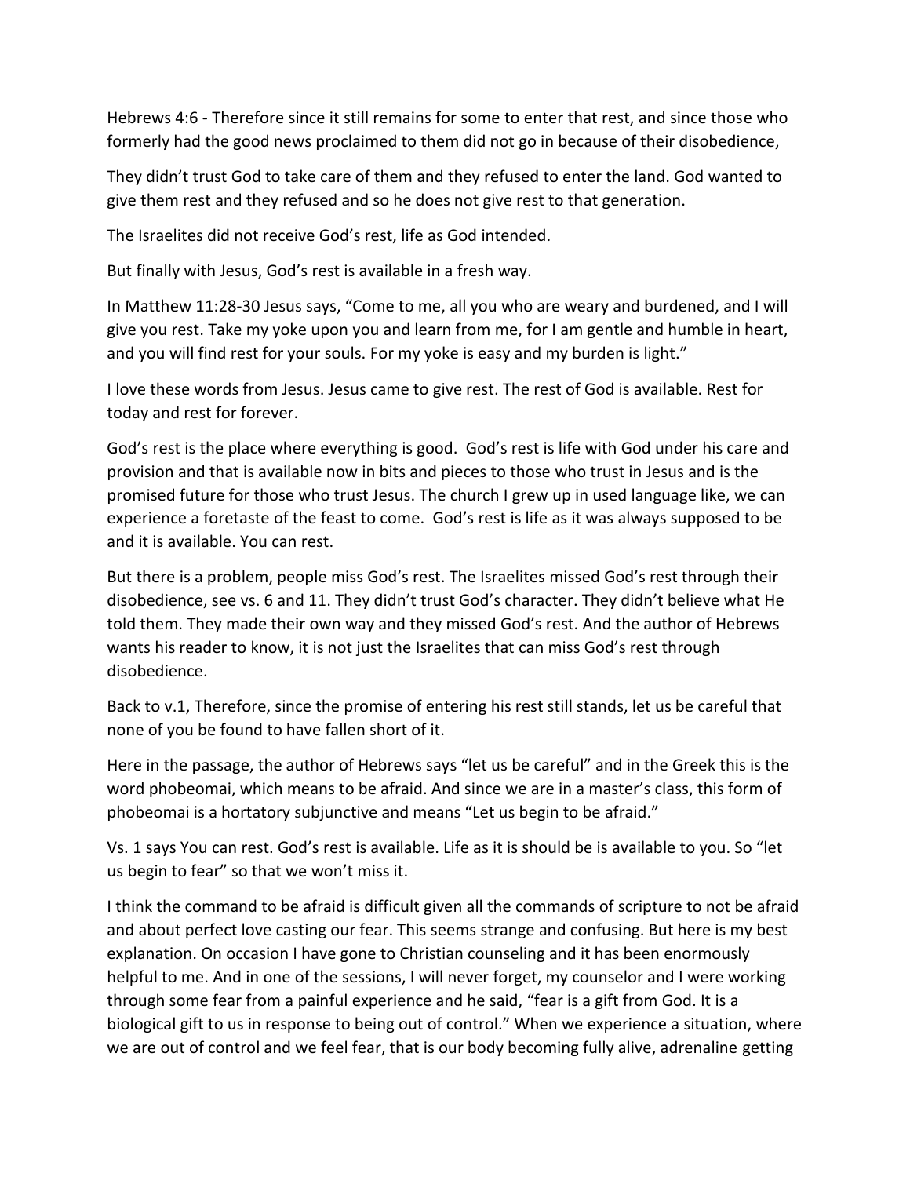Hebrews 4:6 - Therefore since it still remains for some to enter that rest, and since those who formerly had the good news proclaimed to them did not go in because of their disobedience,

They didn't trust God to take care of them and they refused to enter the land. God wanted to give them rest and they refused and so he does not give rest to that generation.

The Israelites did not receive God's rest, life as God intended.

But finally with Jesus, God's rest is available in a fresh way.

In Matthew 11:28-30 Jesus says, "Come to me, all you who are weary and burdened, and I will give you rest. Take my yoke upon you and learn from me, for I am gentle and humble in heart, and you will find rest for your souls. For my yoke is easy and my burden is light."

I love these words from Jesus. Jesus came to give rest. The rest of God is available. Rest for today and rest for forever.

God's rest is the place where everything is good. God's rest is life with God under his care and provision and that is available now in bits and pieces to those who trust in Jesus and is the promised future for those who trust Jesus. The church I grew up in used language like, we can experience a foretaste of the feast to come. God's rest is life as it was always supposed to be and it is available. You can rest.

But there is a problem, people miss God's rest. The Israelites missed God's rest through their disobedience, see vs. 6 and 11. They didn't trust God's character. They didn't believe what He told them. They made their own way and they missed God's rest. And the author of Hebrews wants his reader to know, it is not just the Israelites that can miss God's rest through disobedience.

Back to v.1, Therefore, since the promise of entering his rest still stands, let us be careful that none of you be found to have fallen short of it.

Here in the passage, the author of Hebrews says "let us be careful" and in the Greek this is the word phobeomai, which means to be afraid. And since we are in a master's class, this form of phobeomai is a hortatory subjunctive and means "Let us begin to be afraid."

Vs. 1 says You can rest. God's rest is available. Life as it is should be is available to you. So "let us begin to fear" so that we won't miss it.

I think the command to be afraid is difficult given all the commands of scripture to not be afraid and about perfect love casting our fear. This seems strange and confusing. But here is my best explanation. On occasion I have gone to Christian counseling and it has been enormously helpful to me. And in one of the sessions, I will never forget, my counselor and I were working through some fear from a painful experience and he said, "fear is a gift from God. It is a biological gift to us in response to being out of control." When we experience a situation, where we are out of control and we feel fear, that is our body becoming fully alive, adrenaline getting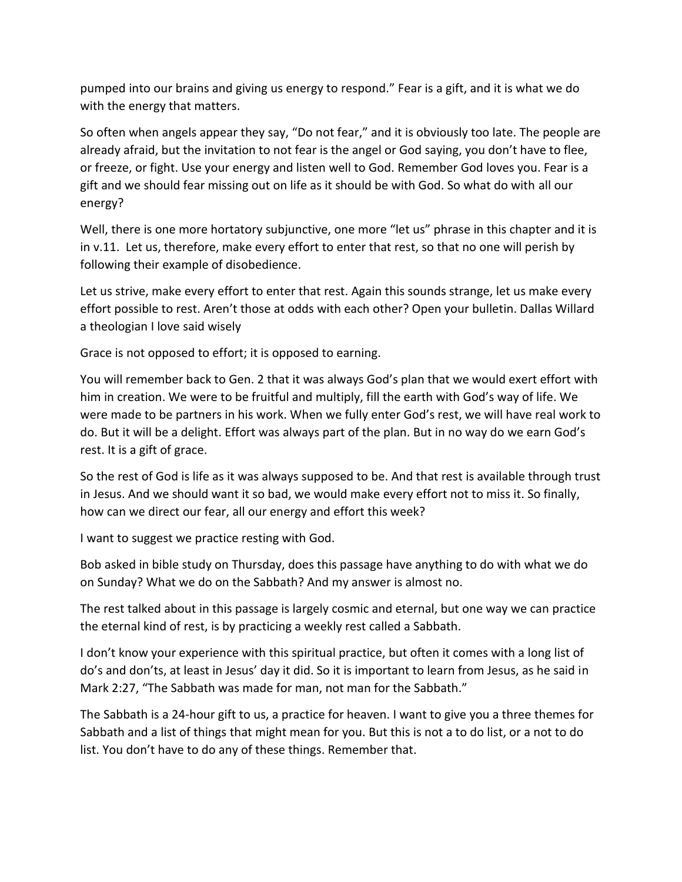pumped into our brains and giving us energy to respond." Fear is a gift, and it is what we do with the energy that matters.

So often when angels appear they say, "Do not fear," and it is obviously too late. The people are already afraid, but the invitation to not fear is the angel or God saying, you don't have to flee, or freeze, or fight. Use your energy and listen well to God. Remember God loves you. Fear is a gift and we should fear missing out on life as it should be with God. So what do with all our energy?

Well, there is one more hortatory subjunctive, one more "let us" phrase in this chapter and it is in v.11. Let us, therefore, make every effort to enter that rest, so that no one will perish by following their example of disobedience.

Let us strive, make every effort to enter that rest. Again this sounds strange, let us make every effort possible to rest. Aren't those at odds with each other? Open your bulletin. Dallas Willard a theologian I love said wisely

Grace is not opposed to effort; it is opposed to earning.

You will remember back to Gen. 2 that it was always God's plan that we would exert effort with him in creation. We were to be fruitful and multiply, fill the earth with God's way of life. We were made to be partners in his work. When we fully enter God's rest, we will have real work to do. But it will be a delight. Effort was always part of the plan. But in no way do we earn God's rest. It is a gift of grace.

So the rest of God is life as it was always supposed to be. And that rest is available through trust in Jesus. And we should want it so bad, we would make every effort not to miss it. So finally, how can we direct our fear, all our energy and effort this week?

I want to suggest we practice resting with God.

Bob asked in bible study on Thursday, does this passage have anything to do with what we do on Sunday? What we do on the Sabbath? And my answer is almost no.

The rest talked about in this passage is largely cosmic and eternal, but one way we can practice the eternal kind of rest, is by practicing a weekly rest called a Sabbath.

I don't know your experience with this spiritual practice, but often it comes with a long list of do's and don'ts, at least in Jesus' day it did. So it is important to learn from Jesus, as he said in Mark 2:27, "The Sabbath was made for man, not man for the Sabbath."

The Sabbath is a 24-hour gift to us, a practice for heaven. I want to give you a three themes for Sabbath and a list of things that might mean for you. But this is not a to do list, or a not to do list. You don't have to do any of these things. Remember that.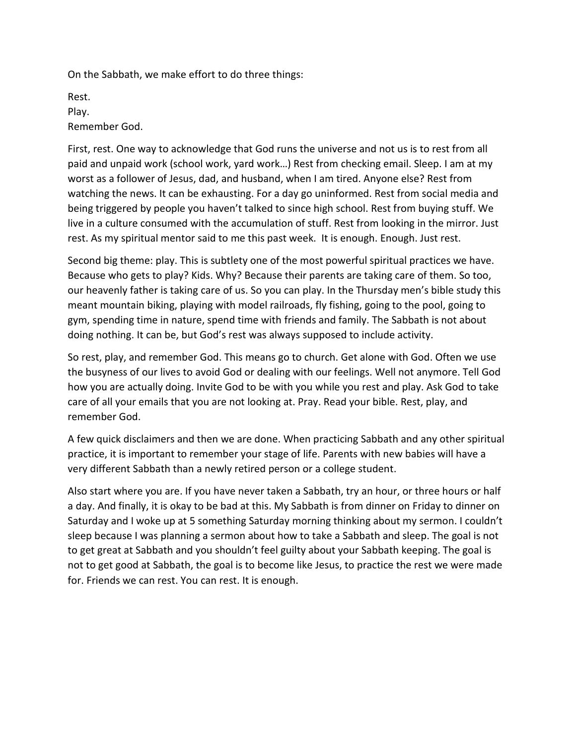On the Sabbath, we make effort to do three things:

Rest.  
Play.  
Remember God.

First, rest. One way to acknowledge that God runs the universe and not us is to rest from all paid and unpaid work (school work, yard work…) Rest from checking email. Sleep. I am at my worst as a follower of Jesus, dad, and husband, when I am tired. Anyone else? Rest from watching the news. It can be exhausting. For a day go uninformed. Rest from social media and being triggered by people you haven't talked to since high school. Rest from buying stuff. We live in a culture consumed with the accumulation of stuff. Rest from looking in the mirror. Just rest. As my spiritual mentor said to me this past week.  It is enough. Enough. Just rest.

Second big theme: play. This is subtlety one of the most powerful spiritual practices we have. Because who gets to play? Kids. Why? Because their parents are taking care of them. So too, our heavenly father is taking care of us. So you can play. In the Thursday men's bible study this meant mountain biking, playing with model railroads, fly fishing, going to the pool, going to gym, spending time in nature, spend time with friends and family. The Sabbath is not about doing nothing. It can be, but God's rest was always supposed to include activity.

So rest, play, and remember God. This means go to church. Get alone with God. Often we use the busyness of our lives to avoid God or dealing with our feelings. Well not anymore. Tell God how you are actually doing. Invite God to be with you while you rest and play. Ask God to take care of all your emails that you are not looking at. Pray. Read your bible. Rest, play, and remember God.

A few quick disclaimers and then we are done. When practicing Sabbath and any other spiritual practice, it is important to remember your stage of life. Parents with new babies will have a very different Sabbath than a newly retired person or a college student.

Also start where you are. If you have never taken a Sabbath, try an hour, or three hours or half a day. And finally, it is okay to be bad at this. My Sabbath is from dinner on Friday to dinner on Saturday and I woke up at 5 something Saturday morning thinking about my sermon. I couldn't sleep because I was planning a sermon about how to take a Sabbath and sleep. The goal is not to get great at Sabbath and you shouldn't feel guilty about your Sabbath keeping. The goal is not to get good at Sabbath, the goal is to become like Jesus, to practice the rest we were made for. Friends we can rest. You can rest. It is enough.